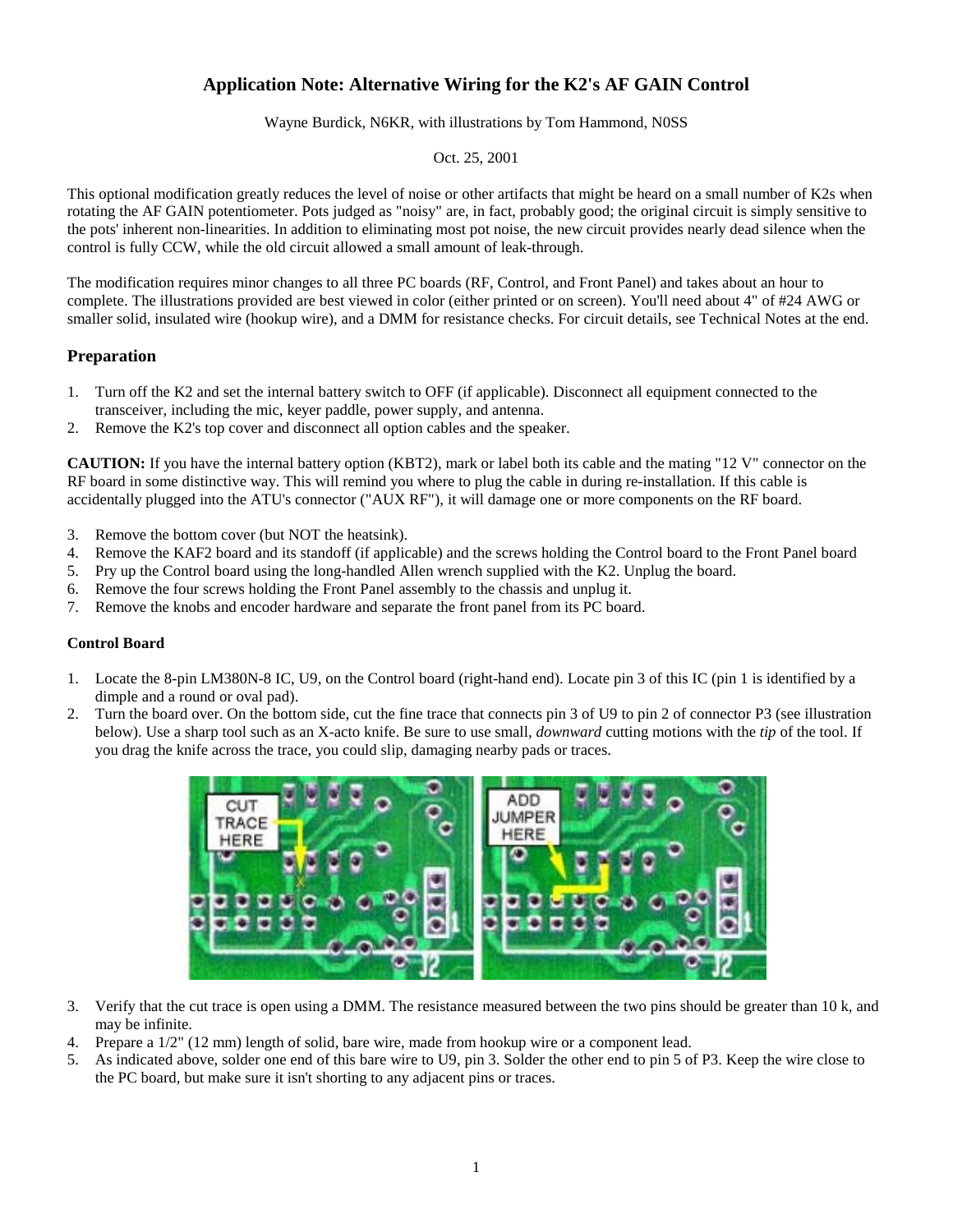# Application Note: Alternative Wiring for the K2's AF GAIN Control

Wayne Burdick, N6KR, with illustrations by Tom Hammond, N0SS

Oct. 25, 2001

This optional modification greatly reduces the level of noise or other artifacts that might be heard on a small number of K2s when rotating the AF GAIN potentiometer. Pots judged as "noisy" are, in fact, probably good; the original circuit is simply sensitive to the pots' inherent non-linearities. In addition to eliminating most pot noise, the new circuit provides nearly dead silence when the control is fully CCW, while the old circuit allowed a small amount of leak-through.

The modification requires minor changes to all three PC boards (RF, Control, and Front Panel) and takes about an hour to complete. The illustrations provided are best viewed in color (either printed or on screen). You'll need about 4" of #24 AWG or smaller solid, insulated wire (hookup wire), and a DMM for resistance checks. For circuit details, see Technical Notes at the end.

## Preparation

1. Turn off the K2 and set the internal battery switch to OFF (if applicable). Disconnect all equipment connected to the transceiver, including the mic, keyer paddle, power supply, and antenna.
2. Remove the K2's top cover and disconnect all option cables and the speaker.

**CAUTION:** If you have the internal battery option (KBT2), mark or label both its cable and the mating "12 V" connector on the RF board in some distinctive way. This will remind you where to plug the cable in during re-installation. If this cable is accidentally plugged into the ATU's connector ("AUX RF"), it will damage one or more components on the RF board.

3. Remove the bottom cover (but NOT the heatsink).
4. Remove the KAF2 board and its standoff (if applicable) and the screws holding the Control board to the Front Panel board
5. Pry up the Control board using the long-handled Allen wrench supplied with the K2. Unplug the board.
6. Remove the four screws holding the Front Panel assembly to the chassis and unplug it.
7. Remove the knobs and encoder hardware and separate the front panel from its PC board.

### Control Board

1. Locate the 8-pin LM380N-8 IC, U9, on the Control board (right-hand end). Locate pin 3 of this IC (pin 1 is identified by a dimple and a round or oval pad).
2. Turn the board over. On the bottom side, cut the fine trace that connects pin 3 of U9 to pin 2 of connector P3 (see illustration below). Use a sharp tool such as an X-acto knife. Be sure to use small, *downward* cutting motions with the *tip* of the tool. If you drag the knife across the trace, you could slip, damaging nearby pads or traces.
3. Verify that the cut trace is open using a DMM. The resistance measured between the two pins should be greater than 10 k, and may be infinite.
4. Prepare a 1/2" (12 mm) length of solid, bare wire, made from hookup wire or a component lead.
5. As indicated above, solder one end of this bare wire to U9, pin 3. Solder the other end to pin 5 of P3. Keep the wire close to the PC board, but make sure it isn't shorting to any adjacent pins or traces.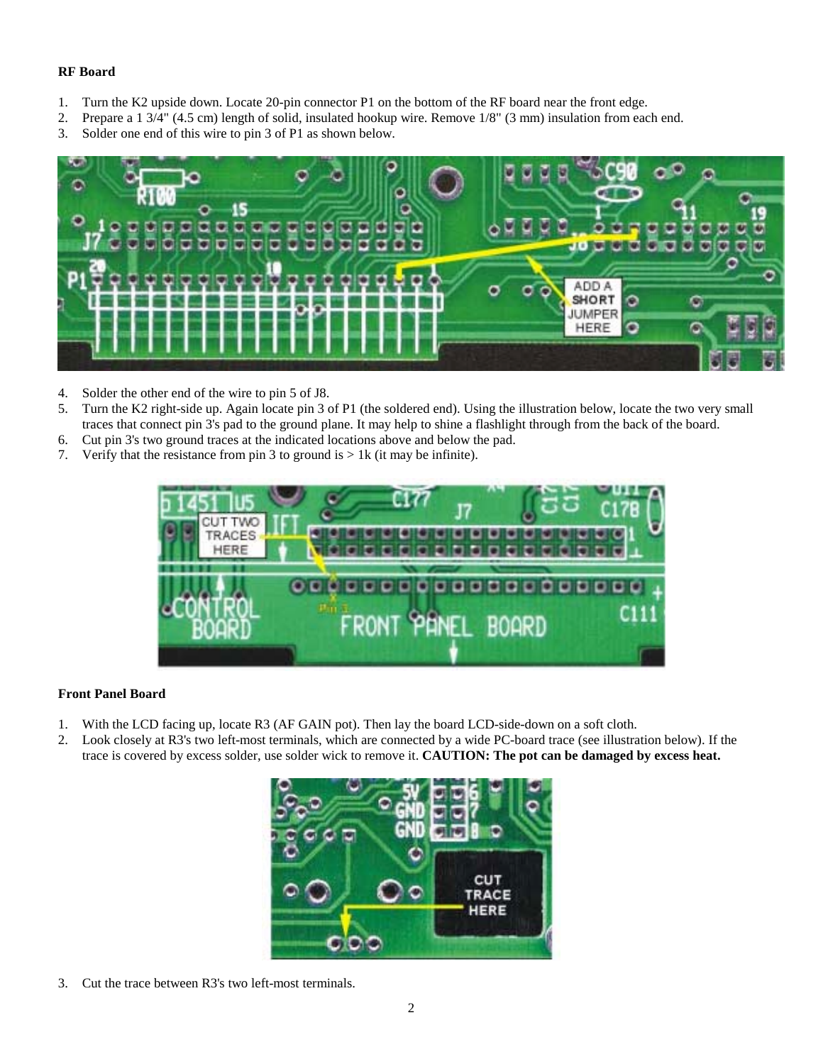**RF Board**

1. Turn the K2 upside down. Locate 20-pin connector P1 on the bottom of the RF board near the front edge.
2. Prepare a 1 3/4" (4.5 cm) length of solid, insulated hookup wire. Remove 1/8" (3 mm) insulation from each end.
3. Solder one end of this wire to pin 3 of P1 as shown below.

4. Solder the other end of the wire to pin 5 of J8.
5. Turn the K2 right-side up. Again locate pin 3 of P1 (the soldered end). Using the illustration below, locate the two very small traces that connect pin 3's pad to the ground plane. It may help to shine a flashlight through from the back of the board.
6. Cut pin 3's two ground traces at the indicated locations above and below the pad.
7. Verify that the resistance from pin 3 to ground is > 1k (it may be infinite).

**Front Panel Board**

1. With the LCD facing up, locate R3 (AF GAIN pot). Then lay the board LCD-side-down on a soft cloth.
2. Look closely at R3's two left-most terminals, which are connected by a wide PC-board trace (see illustration below). If the trace is covered by excess solder, use solder wick to remove it. **CAUTION: The pot can be damaged by excess heat.**

3. Cut the trace between R3's two left-most terminals.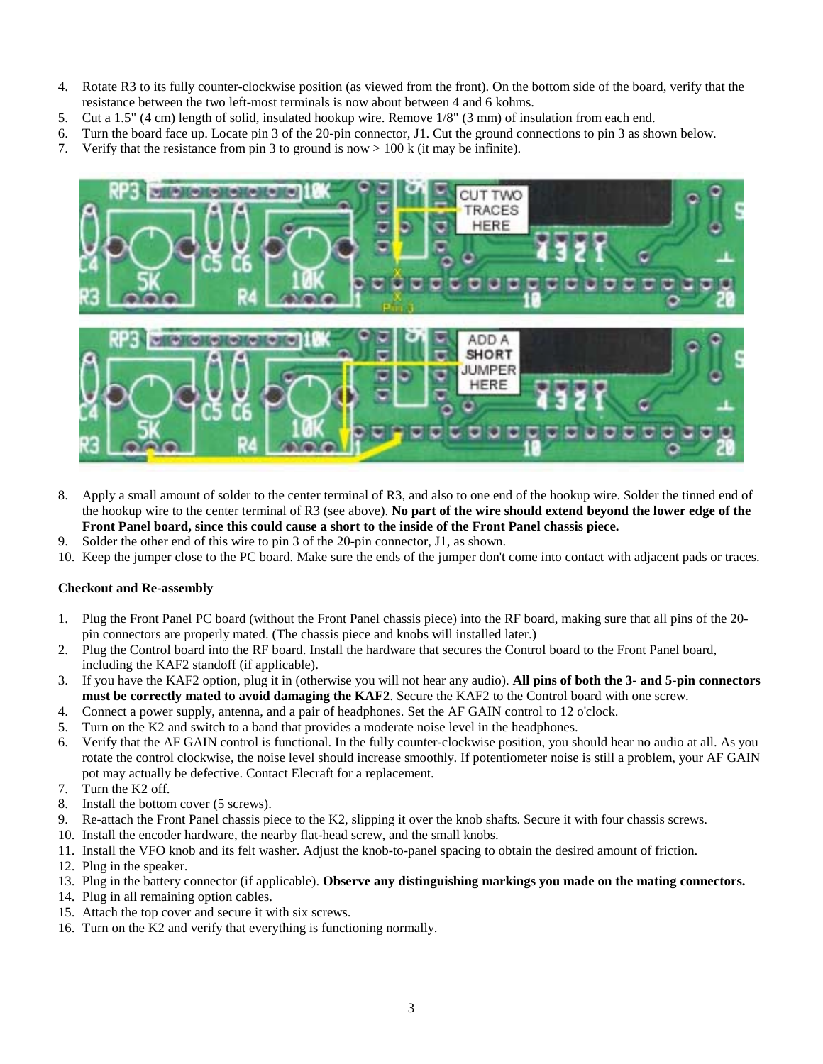4. Rotate R3 to its fully counter-clockwise position (as viewed from the front). On the bottom side of the board, verify that the resistance between the two left-most terminals is now about between 4 and 6 kohms.
5. Cut a 1.5" (4 cm) length of solid, insulated hookup wire. Remove 1/8" (3 mm) of insulation from each end.
6. Turn the board face up. Locate pin 3 of the 20-pin connector, J1. Cut the ground connections to pin 3 as shown below.
7. Verify that the resistance from pin 3 to ground is now > 100 k (it may be infinite).

8. Apply a small amount of solder to the center terminal of R3, and also to one end of the hookup wire. Solder the tinned end of the hookup wire to the center terminal of R3 (see above). **No part of the wire should extend beyond the lower edge of the Front Panel board, since this could cause a short to the inside of the Front Panel chassis piece.**
9. Solder the other end of this wire to pin 3 of the 20-pin connector, J1, as shown.
10. Keep the jumper close to the PC board. Make sure the ends of the jumper don't come into contact with adjacent pads or traces.

**Checkout and Re-assembly**

1. Plug the Front Panel PC board (without the Front Panel chassis piece) into the RF board, making sure that all pins of the 20-pin connectors are properly mated. (The chassis piece and knobs will installed later.)
2. Plug the Control board into the RF board. Install the hardware that secures the Control board to the Front Panel board, including the KAF2 standoff (if applicable).
3. If you have the KAF2 option, plug it in (otherwise you will not hear any audio). **All pins of both the 3- and 5-pin connectors must be correctly mated to avoid damaging the KAF2**. Secure the KAF2 to the Control board with one screw.
4. Connect a power supply, antenna, and a pair of headphones. Set the AF GAIN control to 12 o'clock.
5. Turn on the K2 and switch to a band that provides a moderate noise level in the headphones.
6. Verify that the AF GAIN control is functional. In the fully counter-clockwise position, you should hear no audio at all. As you rotate the control clockwise, the noise level should increase smoothly. If potentiometer noise is still a problem, your AF GAIN pot may actually be defective. Contact Elecraft for a replacement.
7. Turn the K2 off.
8. Install the bottom cover (5 screws).
9. Re-attach the Front Panel chassis piece to the K2, slipping it over the knob shafts. Secure it with four chassis screws.
10. Install the encoder hardware, the nearby flat-head screw, and the small knobs.
11. Install the VFO knob and its felt washer. Adjust the knob-to-panel spacing to obtain the desired amount of friction.
12. Plug in the speaker.
13. Plug in the battery connector (if applicable). **Observe any distinguishing markings you made on the mating connectors.**
14. Plug in all remaining option cables.
15. Attach the top cover and secure it with six screws.
16. Turn on the K2 and verify that everything is functioning normally.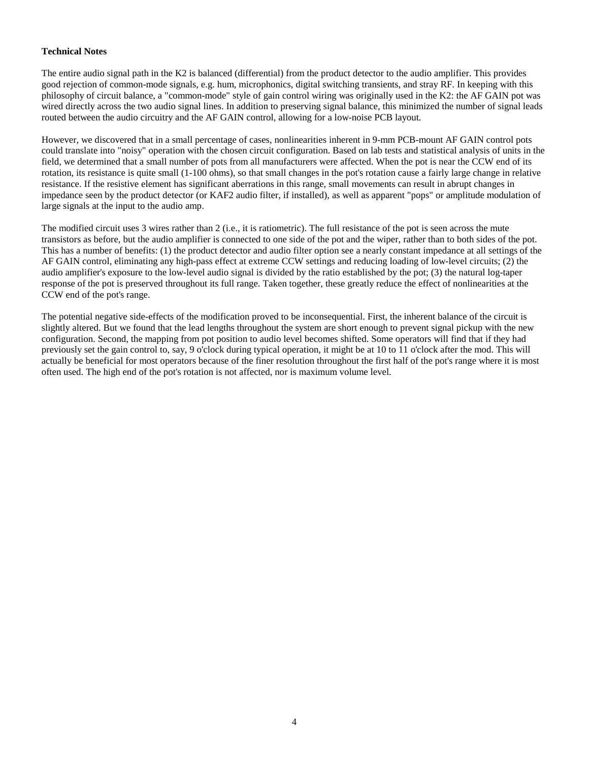**Technical Notes**

The entire audio signal path in the K2 is balanced (differential) from the product detector to the audio amplifier. This provides good rejection of common-mode signals, e.g. hum, microphonics, digital switching transients, and stray RF. In keeping with this philosophy of circuit balance, a "common-mode" style of gain control wiring was originally used in the K2: the AF GAIN pot was wired directly across the two audio signal lines. In addition to preserving signal balance, this minimized the number of signal leads routed between the audio circuitry and the AF GAIN control, allowing for a low-noise PCB layout.

However, we discovered that in a small percentage of cases, nonlinearities inherent in 9-mm PCB-mount AF GAIN control pots could translate into "noisy" operation with the chosen circuit configuration. Based on lab tests and statistical analysis of units in the field, we determined that a small number of pots from all manufacturers were affected. When the pot is near the CCW end of its rotation, its resistance is quite small (1-100 ohms), so that small changes in the pot's rotation cause a fairly large change in relative resistance. If the resistive element has significant aberrations in this range, small movements can result in abrupt changes in impedance seen by the product detector (or KAF2 audio filter, if installed), as well as apparent "pops" or amplitude modulation of large signals at the input to the audio amp.

The modified circuit uses 3 wires rather than 2 (i.e., it is ratiometric). The full resistance of the pot is seen across the mute transistors as before, but the audio amplifier is connected to one side of the pot and the wiper, rather than to both sides of the pot. This has a number of benefits: (1) the product detector and audio filter option see a nearly constant impedance at all settings of the AF GAIN control, eliminating any high-pass effect at extreme CCW settings and reducing loading of low-level circuits; (2) the audio amplifier's exposure to the low-level audio signal is divided by the ratio established by the pot; (3) the natural log-taper response of the pot is preserved throughout its full range. Taken together, these greatly reduce the effect of nonlinearities at the CCW end of the pot's range.

The potential negative side-effects of the modification proved to be inconsequential. First, the inherent balance of the circuit is slightly altered. But we found that the lead lengths throughout the system are short enough to prevent signal pickup with the new configuration. Second, the mapping from pot position to audio level becomes shifted. Some operators will find that if they had previously set the gain control to, say, 9 o'clock during typical operation, it might be at 10 to 11 o'clock after the mod. This will actually be beneficial for most operators because of the finer resolution throughout the first half of the pot's range where it is most often used. The high end of the pot's rotation is not affected, nor is maximum volume level.